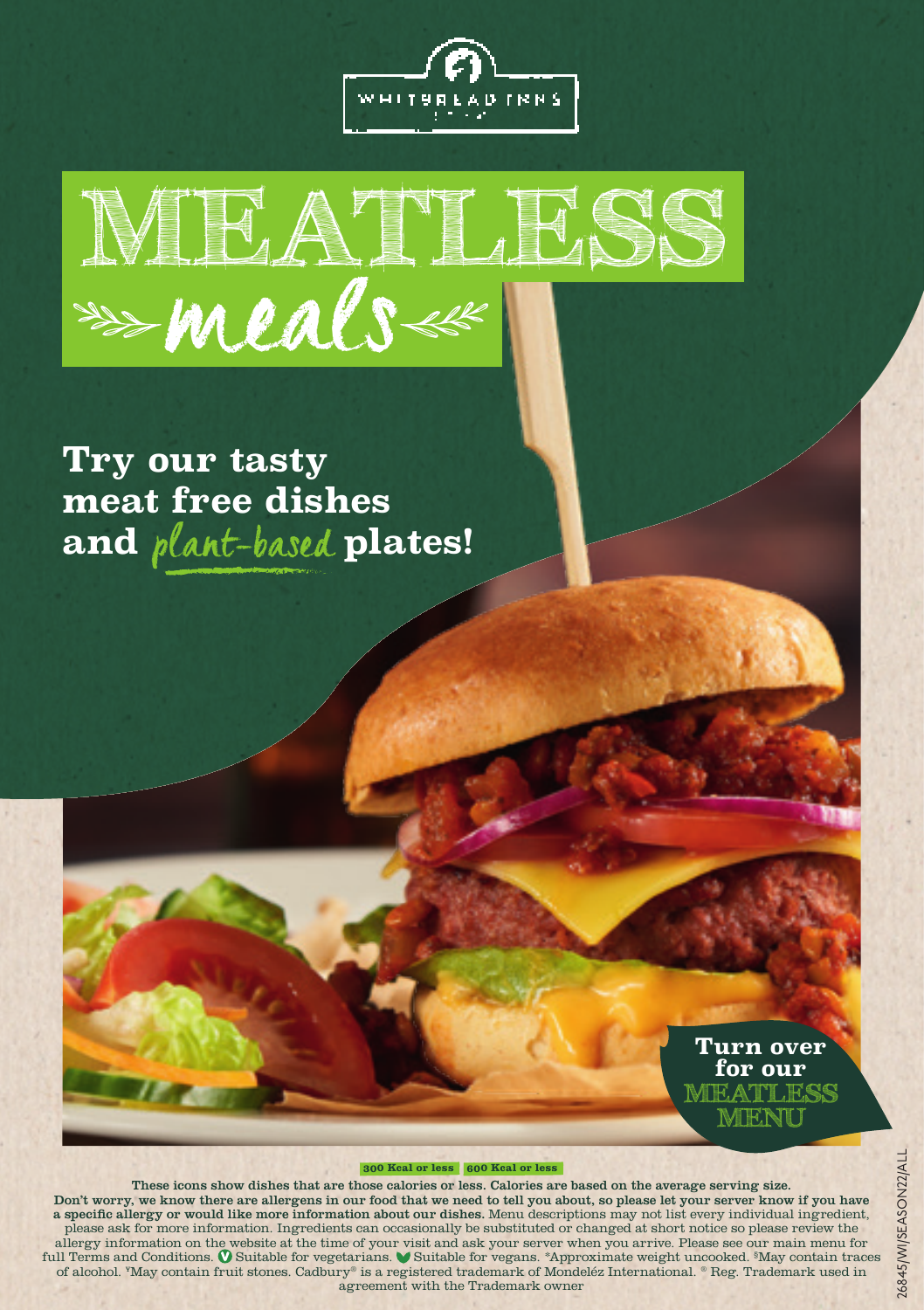WHITBREAD INNS

# MEATLESS meals

## Try our tasty meat free dishes and *plant-based* plates!

**Turn over for our MEATLESS MENU**

300 Kcal or less | 600 Kcal or less

These icons show dishes that are those calories or less. Calories are based on the average serving size.

**Don't worry, we know there are allergens in our food that we need to tell you about, so please let your server know if you have a specific allergy or would like more information about our dishes.** Menu descriptions may not list every individual ingredient, please ask for more information. Ingredients can occasionally be substituted or changed at short notice so please review the allergy information on the website at the time of your visit and ask your server when you arrive. Please see our main menu for full Terms and Conditions. V Suitable for vegetarians. Suitable for vegans. *Approximate weight uncooked. §May contain traces of alcohol. ¥May contain fruit stones. Cadbury® is a registered trademark of Mondeléz International. ® Reg. Trademark used in agreement with the Trademark owner

26845/WI/SEASON22/ALL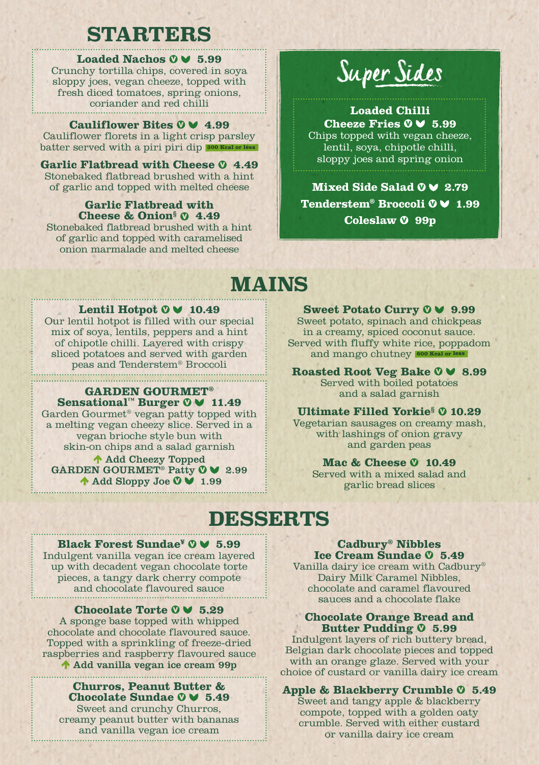# STARTERS

**Loaded Nachos V 5.99**
Crunchy tortilla chips, covered in soya sloppy joes, vegan cheeze, topped with fresh diced tomatoes, spring onions, coriander and red chilli

**Cauliflower Bites V 4.99**
Cauliflower florets in a light crisp parsley batter served with a piri piri dip 300 Kcal or less

**Garlic Flatbread with Cheese V 4.49**
Stonebaked flatbread brushed with a hint of garlic and topped with melted cheese

**Garlic Flatbread with Cheese & Onion§ V 4.49**
Stonebaked flatbread brushed with a hint of garlic and topped with caramelised onion marmalade and melted cheese

## Super Sides

**Loaded Chilli Cheeze Fries V 5.99**
Chips topped with vegan cheeze, lentil, soya, chipotle chilli, sloppy joes and spring onion

**Mixed Side Salad V 2.79**

**Tenderstem® Broccoli V 1.99**

**Coleslaw V 99p**

# MAINS

**Lentil Hotpot V 10.49**
Our lentil hotpot is filled with our special mix of soya, lentils, peppers and a hint of chipotle chilli. Layered with crispy sliced potatoes and served with garden peas and Tenderstem® Broccoli

**GARDEN GOURMET® Sensational™ Burger V 11.49**
Garden Gourmet® vegan patty topped with a melting vegan cheezy slice. Served in a vegan brioche style bun with skin-on chips and a salad garnish

**↑ Add Cheezy Topped GARDEN GOURMET® Patty V 2.99**
**↑ Add Sloppy Joe V 1.99**

**Sweet Potato Curry V 9.99**
Sweet potato, spinach and chickpeas in a creamy, spiced coconut sauce. Served with fluffy white rice, poppadom and mango chutney 600 Kcal or less

**Roasted Root Veg Bake V 8.99**
Served with boiled potatoes and a salad garnish

**Ultimate Filled Yorkie§ V 10.29**
Vegetarian sausages on creamy mash, with lashings of onion gravy and garden peas

**Mac & Cheese V 10.49**
Served with a mixed salad and garlic bread slices

# DESSERTS

**Black Forest Sundae¥ V 5.99**
Indulgent vanilla vegan ice cream layered up with decadent vegan chocolate torte pieces, a tangy dark cherry compote and chocolate flavoured sauce

**Chocolate Torte V 5.29**
A sponge base topped with whipped chocolate and chocolate flavoured sauce. Topped with a sprinkling of freeze-dried raspberries and raspberry flavoured sauce

**↑ Add vanilla vegan ice cream 99p**

**Churros, Peanut Butter & Chocolate Sundae V 5.49**
Sweet and crunchy Churros, creamy peanut butter with bananas and vanilla vegan ice cream

**Cadbury® Nibbles Ice Cream Sundae V 5.49**
Vanilla dairy ice cream with Cadbury® Dairy Milk Caramel Nibbles, chocolate and caramel flavoured sauces and a chocolate flake

**Chocolate Orange Bread and Butter Pudding V 5.99**
Indulgent layers of rich buttery bread, Belgian dark chocolate pieces and topped with an orange glaze. Served with your choice of custard or vanilla dairy ice cream

**Apple & Blackberry Crumble V 5.49**
Sweet and tangy apple & blackberry compote, topped with a golden oaty crumble. Served with either custard or vanilla dairy ice cream